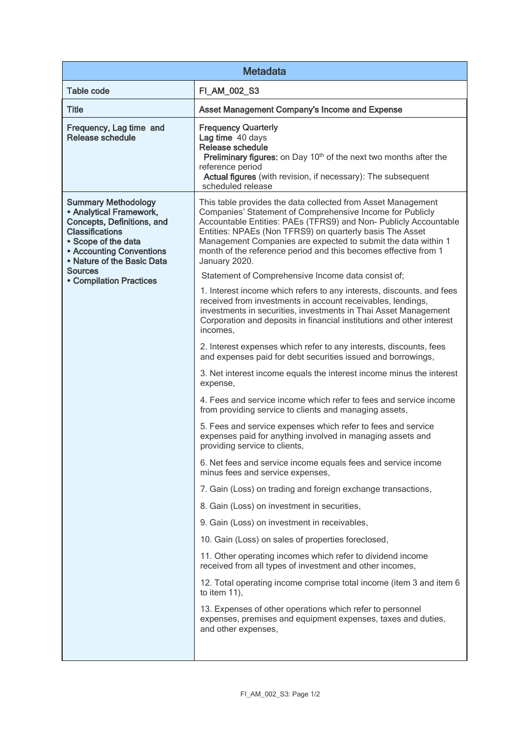| Metadata | |
|---|---|
| Table code | FI_AM_002_S3 |
| Title | Asset Management Company's Income and Expense |
| Frequency, Lag time and Release schedule | **Frequency** Quarterly<br>**Lag time** 40 days<br>**Release schedule**<br>**Preliminary figures:** on Day 10th of the next two months after the reference period<br>**Actual figures** (with revision, if necessary): The subsequent scheduled release |
| **Summary Methodology**<br>• **Analytical Framework, Concepts, Definitions, and Classifications**<br>• **Scope of the data**<br>• **Accounting Conventions**<br>• **Nature of the Basic Data Sources**<br>• **Compilation Practices** | This table provides the data collected from Asset Management Companies' Statement of Comprehensive Income for Publicly Accountable Entities: PAEs (TFRS9) and Non- Publicly Accountable Entities: NPAEs (Non TFRS9) on quarterly basis The Asset Management Companies are expected to submit the data within 1 month of the reference period and this becomes effective from 1 January 2020.<br><br>Statement of Comprehensive Income data consist of;<br><br>1. Interest income which refers to any interests, discounts, and fees received from investments in account receivables, lendings, investments in securities, investments in Thai Asset Management Corporation and deposits in financial institutions and other interest incomes,<br><br>2. Interest expenses which refer to any interests, discounts, fees and expenses paid for debt securities issued and borrowings,<br><br>3. Net interest income equals the interest income minus the interest expense,<br><br>4. Fees and service income which refer to fees and service income from providing service to clients and managing assets,<br><br>5. Fees and service expenses which refer to fees and service expenses paid for anything involved in managing assets and providing service to clients,<br><br>6. Net fees and service income equals fees and service income minus fees and service expenses,<br><br>7. Gain (Loss) on trading and foreign exchange transactions,<br><br>8. Gain (Loss) on investment in securities,<br><br>9. Gain (Loss) on investment in receivables,<br><br>10. Gain (Loss) on sales of properties foreclosed,<br><br>11. Other operating incomes which refer to dividend income received from all types of investment and other incomes,<br><br>12. Total operating income comprise total income (item 3 and item 6 to item 11),<br><br>13. Expenses of other operations which refer to personnel expenses, premises and equipment expenses, taxes and duties, and other expenses, |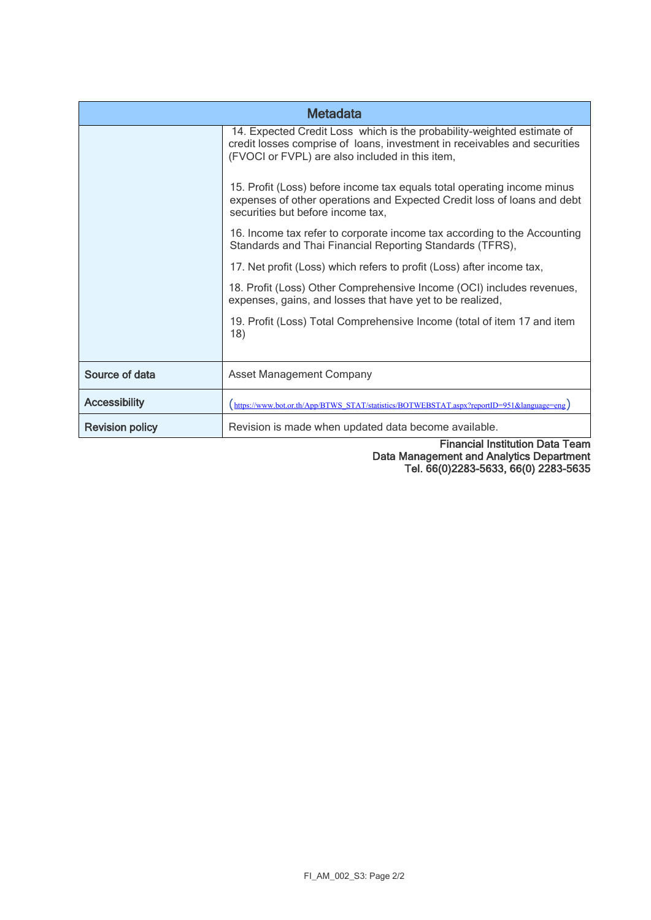| Metadata | |
|---|---|
| | 14. Expected Credit Loss which is the probability-weighted estimate of credit losses comprise of loans, investment in receivables and securities (FVOCI or FVPL) are also included in this item,<br><br>15. Profit (Loss) before income tax equals total operating income minus expenses of other operations and Expected Credit loss of loans and debt securities but before income tax,<br><br>16. Income tax refer to corporate income tax according to the Accounting Standards and Thai Financial Reporting Standards (TFRS),<br><br>17. Net profit (Loss) which refers to profit (Loss) after income tax,<br><br>18. Profit (Loss) Other Comprehensive Income (OCI) includes revenues, expenses, gains, and losses that have yet to be realized,<br><br>19. Profit (Loss) Total Comprehensive Income (total of item 17 and item 18) |
| **Source of data** | Asset Management Company |
| **Accessibility** | (https://www.bot.or.th/App/BTWS_STAT/statistics/BOTWEBSTAT.aspx?reportID=951&language=eng) |
| **Revision policy** | Revision is made when updated data become available. |

**Financial Institution Data Team**
**Data Management and Analytics Department**
**Tel. 66(0)2283-5633, 66(0) 2283-5635**